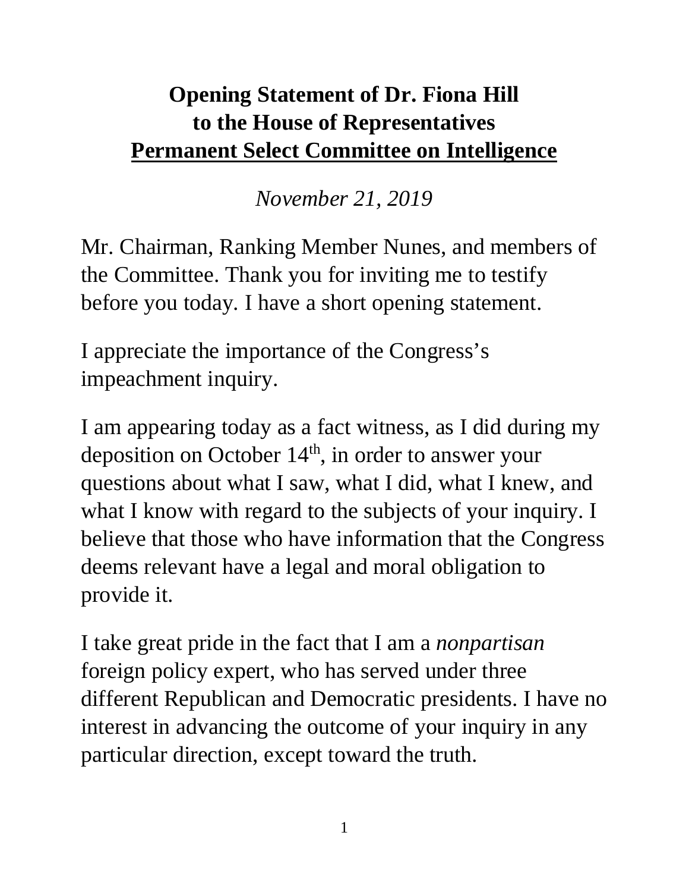# Opening Statement of Dr. Fiona Hill to the House of Representatives Permanent Select Committee on Intelligence

*November 21, 2019*

Mr. Chairman, Ranking Member Nunes, and members of the Committee. Thank you for inviting me to testify before you today. I have a short opening statement.

I appreciate the importance of the Congress's impeachment inquiry.

I am appearing today as a fact witness, as I did during my deposition on October 14th, in order to answer your questions about what I saw, what I did, what I knew, and what I know with regard to the subjects of your inquiry. I believe that those who have information that the Congress deems relevant have a legal and moral obligation to provide it.

I take great pride in the fact that I am a *nonpartisan* foreign policy expert, who has served under three different Republican and Democratic presidents. I have no interest in advancing the outcome of your inquiry in any particular direction, except toward the truth.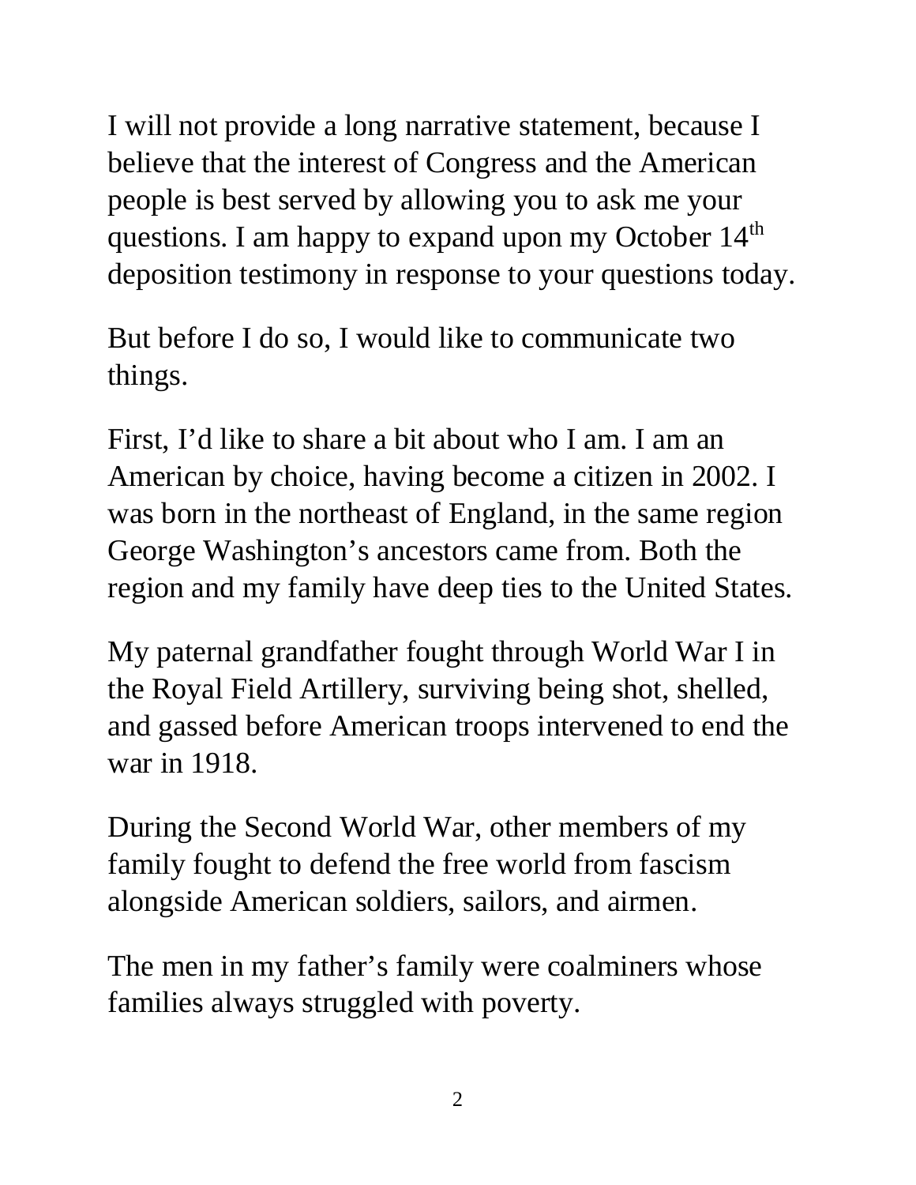I will not provide a long narrative statement, because I believe that the interest of Congress and the American people is best served by allowing you to ask me your questions. I am happy to expand upon my October 14th deposition testimony in response to your questions today.

But before I do so, I would like to communicate two things.

First, I'd like to share a bit about who I am. I am an American by choice, having become a citizen in 2002. I was born in the northeast of England, in the same region George Washington's ancestors came from. Both the region and my family have deep ties to the United States.

My paternal grandfather fought through World War I in the Royal Field Artillery, surviving being shot, shelled, and gassed before American troops intervened to end the war in 1918.

During the Second World War, other members of my family fought to defend the free world from fascism alongside American soldiers, sailors, and airmen.

The men in my father's family were coalminers whose families always struggled with poverty.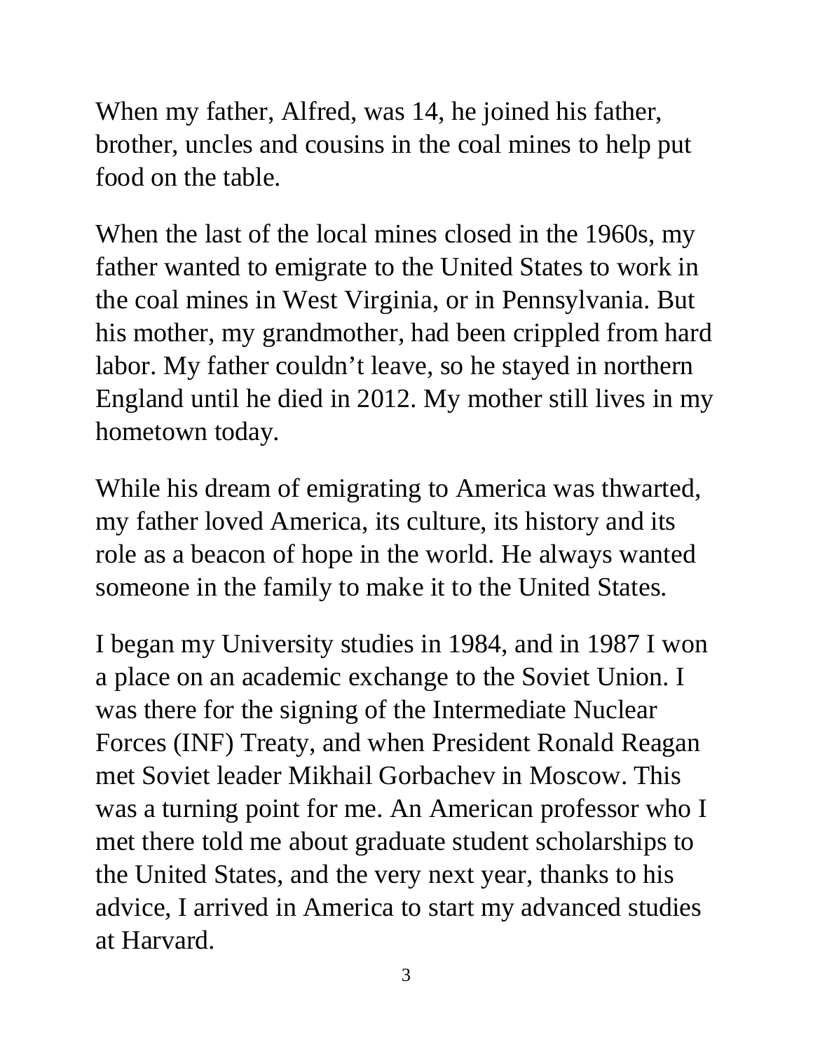When my father, Alfred, was 14, he joined his father, brother, uncles and cousins in the coal mines to help put food on the table.

When the last of the local mines closed in the 1960s, my father wanted to emigrate to the United States to work in the coal mines in West Virginia, or in Pennsylvania. But his mother, my grandmother, had been crippled from hard labor. My father couldn't leave, so he stayed in northern England until he died in 2012. My mother still lives in my hometown today.

While his dream of emigrating to America was thwarted, my father loved America, its culture, its history and its role as a beacon of hope in the world. He always wanted someone in the family to make it to the United States.

I began my University studies in 1984, and in 1987 I won a place on an academic exchange to the Soviet Union. I was there for the signing of the Intermediate Nuclear Forces (INF) Treaty, and when President Ronald Reagan met Soviet leader Mikhail Gorbachev in Moscow. This was a turning point for me. An American professor who I met there told me about graduate student scholarships to the United States, and the very next year, thanks to his advice, I arrived in America to start my advanced studies at Harvard.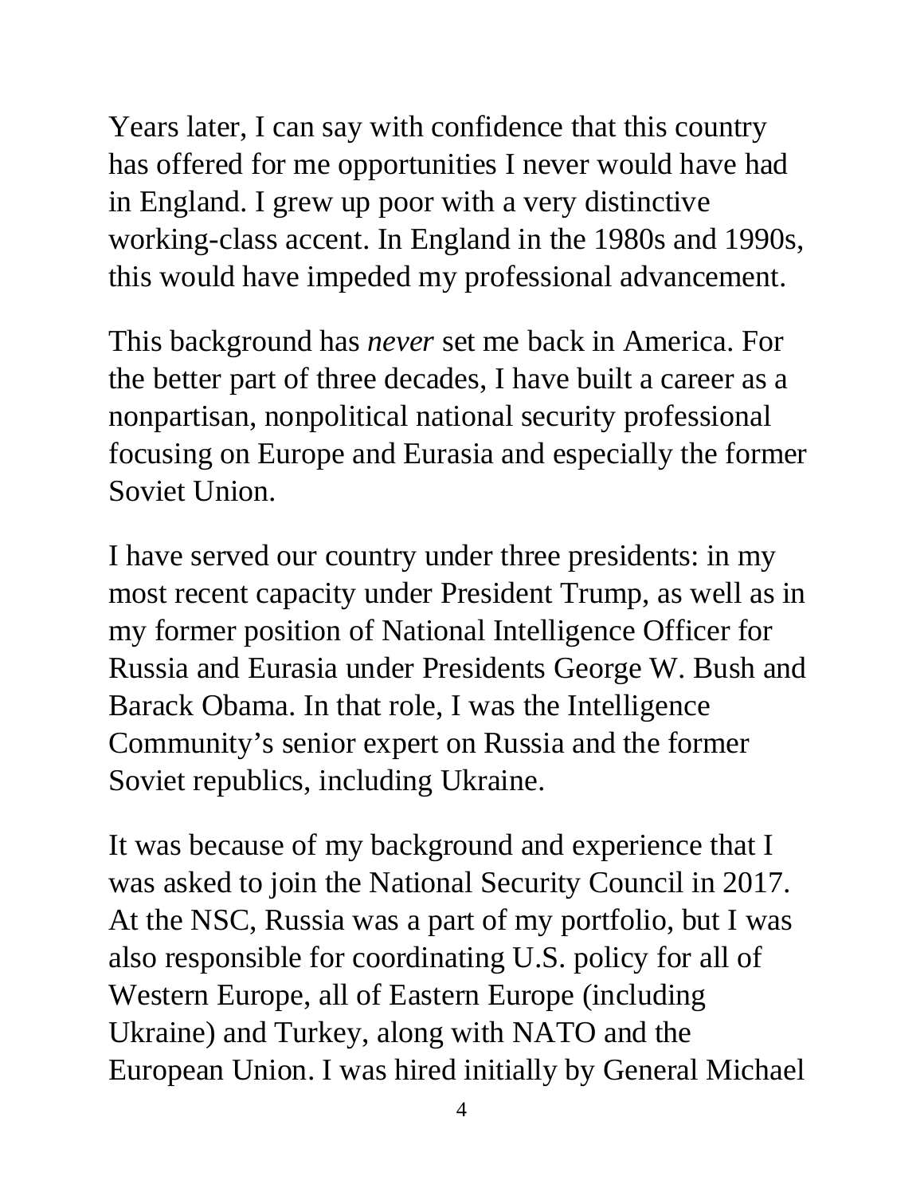Years later, I can say with confidence that this country has offered for me opportunities I never would have had in England. I grew up poor with a very distinctive working-class accent. In England in the 1980s and 1990s, this would have impeded my professional advancement.

This background has *never* set me back in America. For the better part of three decades, I have built a career as a nonpartisan, nonpolitical national security professional focusing on Europe and Eurasia and especially the former Soviet Union.

I have served our country under three presidents: in my most recent capacity under President Trump, as well as in my former position of National Intelligence Officer for Russia and Eurasia under Presidents George W. Bush and Barack Obama. In that role, I was the Intelligence Community's senior expert on Russia and the former Soviet republics, including Ukraine.

It was because of my background and experience that I was asked to join the National Security Council in 2017. At the NSC, Russia was a part of my portfolio, but I was also responsible for coordinating U.S. policy for all of Western Europe, all of Eastern Europe (including Ukraine) and Turkey, along with NATO and the European Union. I was hired initially by General Michael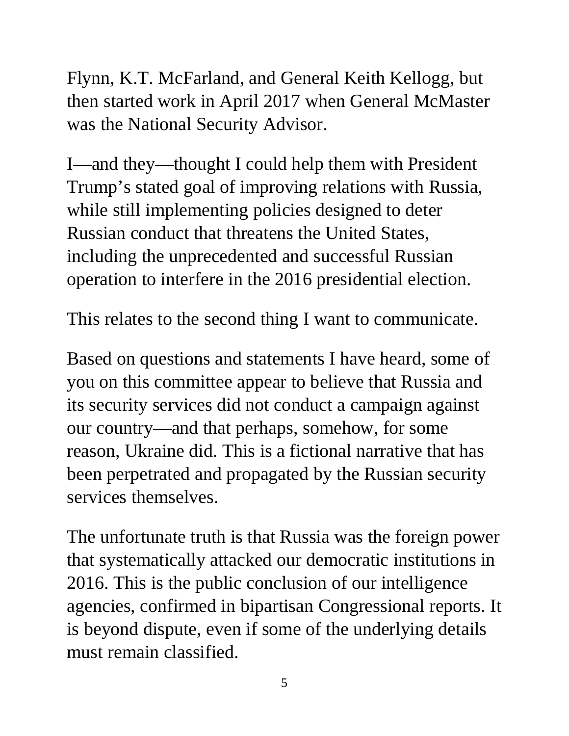Flynn, K.T. McFarland, and General Keith Kellogg, but then started work in April 2017 when General McMaster was the National Security Advisor.

I—and they—thought I could help them with President Trump's stated goal of improving relations with Russia, while still implementing policies designed to deter Russian conduct that threatens the United States, including the unprecedented and successful Russian operation to interfere in the 2016 presidential election.

This relates to the second thing I want to communicate.

Based on questions and statements I have heard, some of you on this committee appear to believe that Russia and its security services did not conduct a campaign against our country—and that perhaps, somehow, for some reason, Ukraine did. This is a fictional narrative that has been perpetrated and propagated by the Russian security services themselves.

The unfortunate truth is that Russia was the foreign power that systematically attacked our democratic institutions in 2016. This is the public conclusion of our intelligence agencies, confirmed in bipartisan Congressional reports. It is beyond dispute, even if some of the underlying details must remain classified.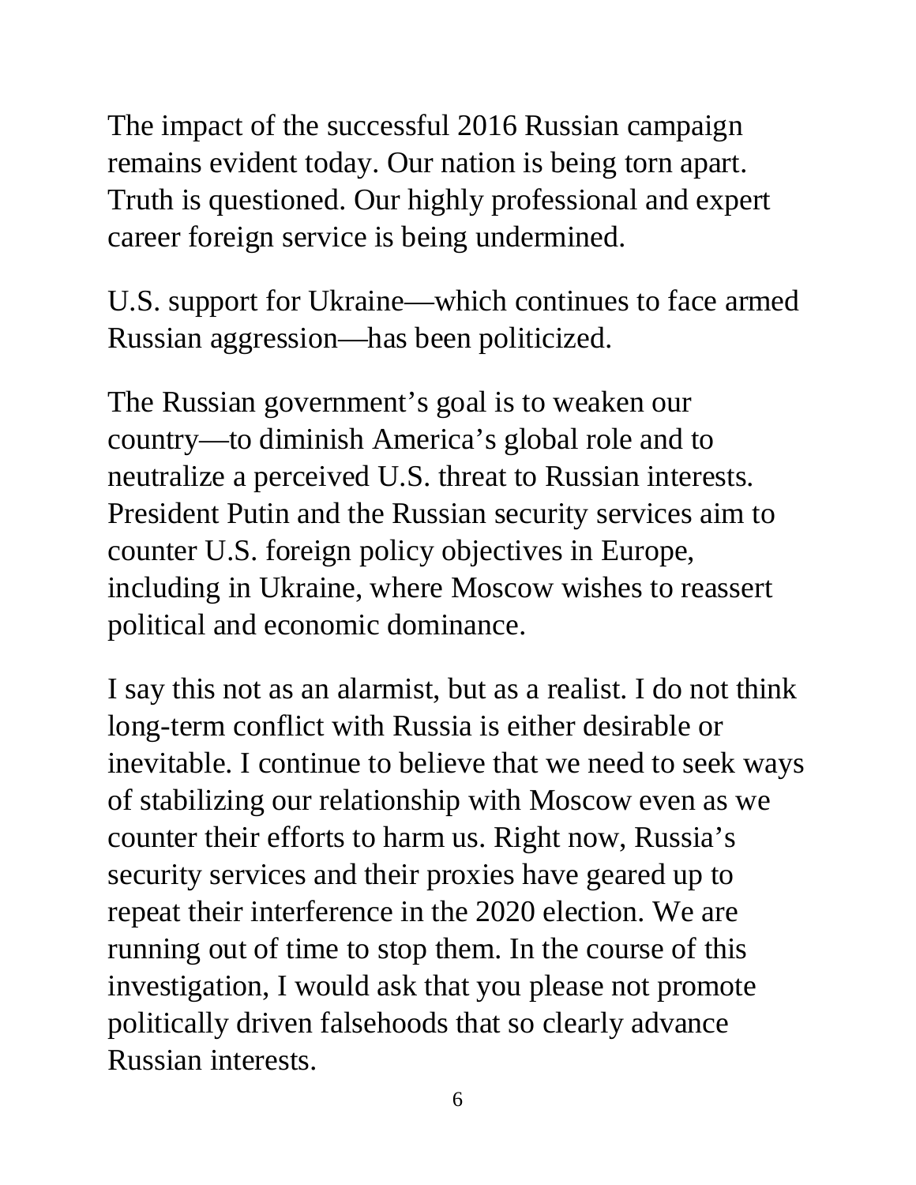The impact of the successful 2016 Russian campaign remains evident today. Our nation is being torn apart. Truth is questioned. Our highly professional and expert career foreign service is being undermined.

U.S. support for Ukraine—which continues to face armed Russian aggression—has been politicized.

The Russian government's goal is to weaken our country—to diminish America's global role and to neutralize a perceived U.S. threat to Russian interests. President Putin and the Russian security services aim to counter U.S. foreign policy objectives in Europe, including in Ukraine, where Moscow wishes to reassert political and economic dominance.

I say this not as an alarmist, but as a realist. I do not think long-term conflict with Russia is either desirable or inevitable. I continue to believe that we need to seek ways of stabilizing our relationship with Moscow even as we counter their efforts to harm us. Right now, Russia's security services and their proxies have geared up to repeat their interference in the 2020 election. We are running out of time to stop them. In the course of this investigation, I would ask that you please not promote politically driven falsehoods that so clearly advance Russian interests.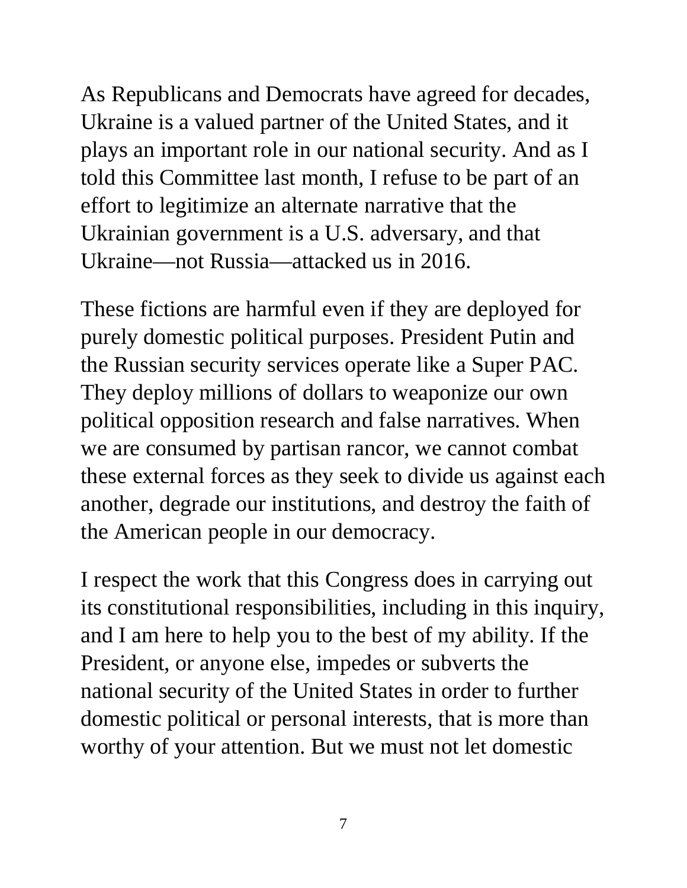As Republicans and Democrats have agreed for decades, Ukraine is a valued partner of the United States, and it plays an important role in our national security. And as I told this Committee last month, I refuse to be part of an effort to legitimize an alternate narrative that the Ukrainian government is a U.S. adversary, and that Ukraine—not Russia—attacked us in 2016.

These fictions are harmful even if they are deployed for purely domestic political purposes. President Putin and the Russian security services operate like a Super PAC. They deploy millions of dollars to weaponize our own political opposition research and false narratives. When we are consumed by partisan rancor, we cannot combat these external forces as they seek to divide us against each another, degrade our institutions, and destroy the faith of the American people in our democracy.

I respect the work that this Congress does in carrying out its constitutional responsibilities, including in this inquiry, and I am here to help you to the best of my ability. If the President, or anyone else, impedes or subverts the national security of the United States in order to further domestic political or personal interests, that is more than worthy of your attention. But we must not let domestic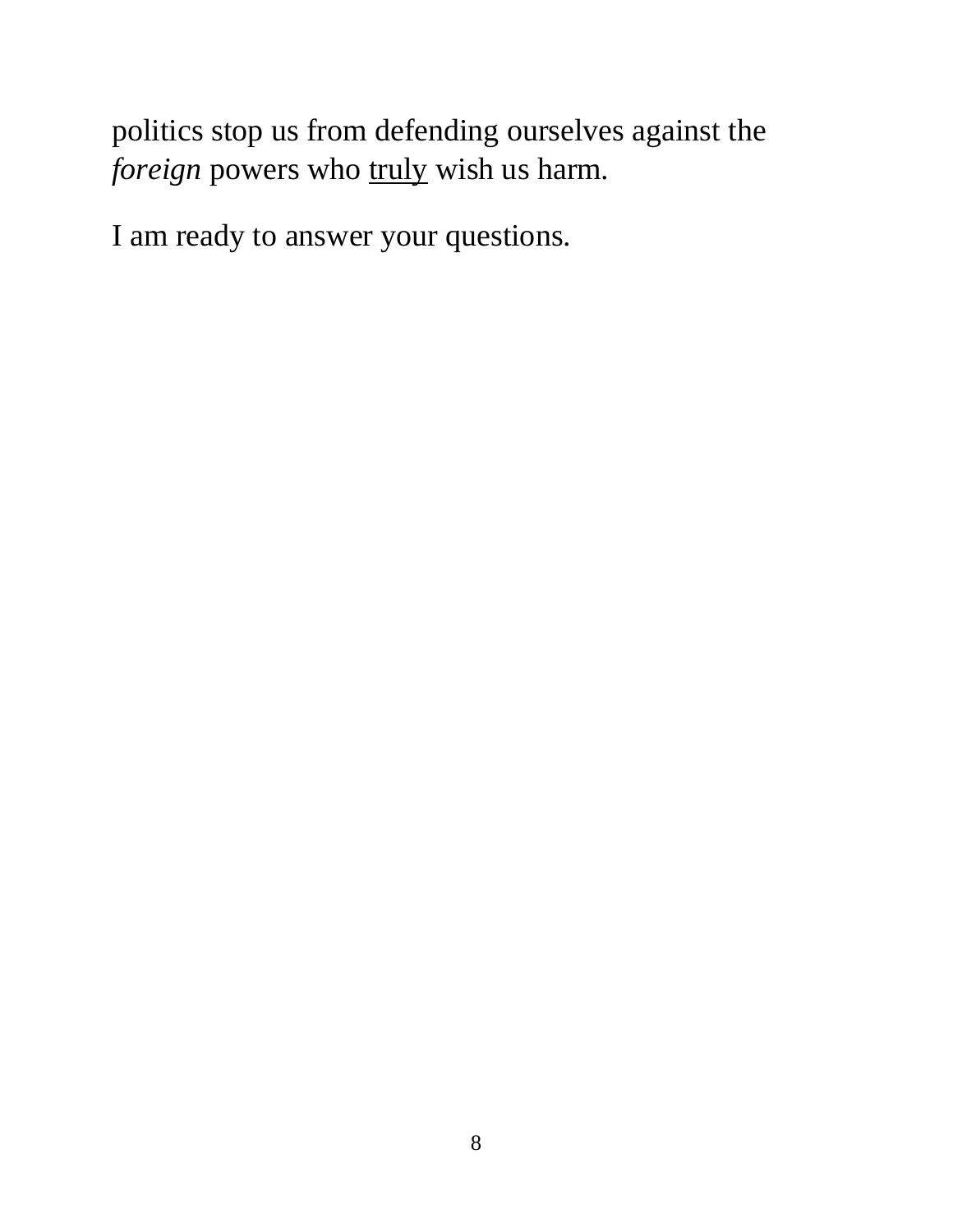politics stop us from defending ourselves against the *foreign* powers who <u>truly</u> wish us harm.

I am ready to answer your questions.